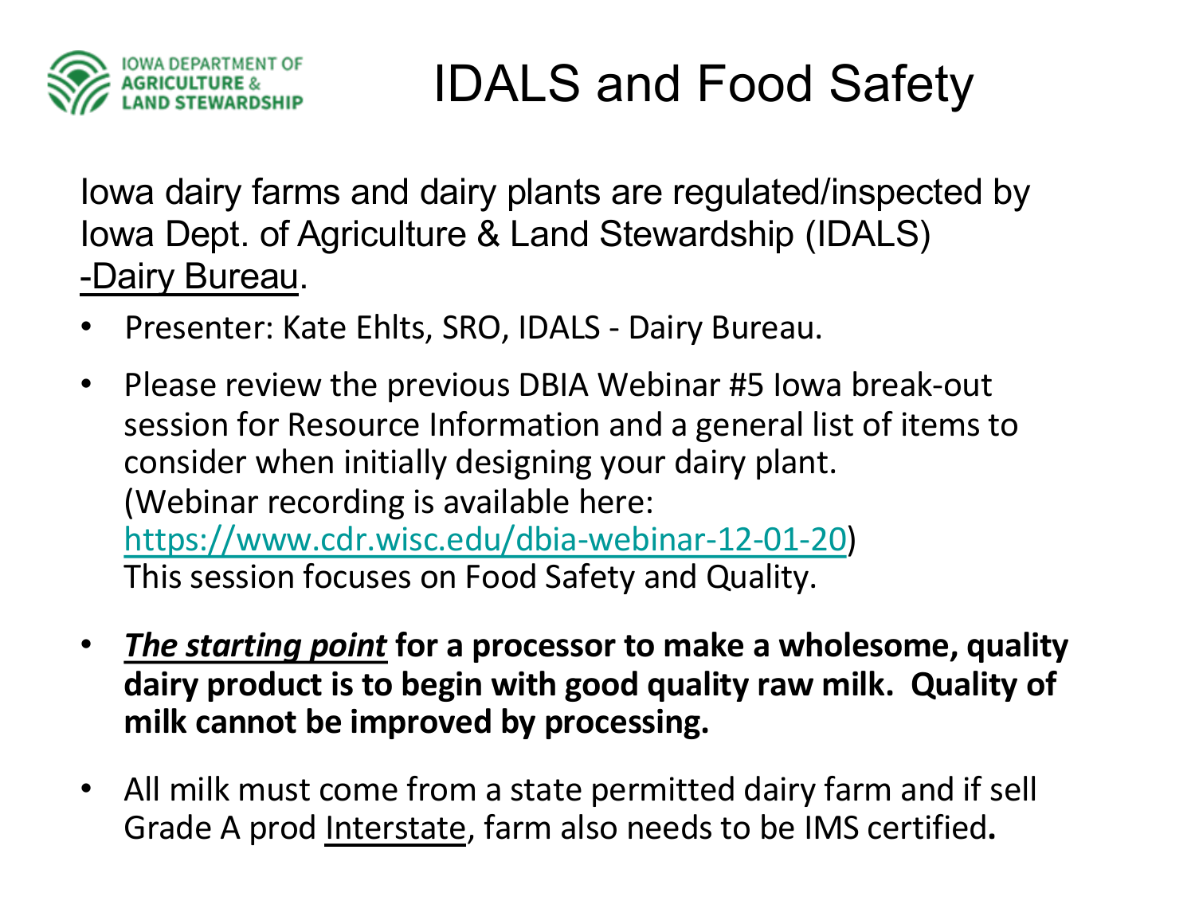IOWA DEPARTMENT OF AGRICULTURE & LAND STEWARDSHIP

# IDALS and Food Safety

Iowa dairy farms and dairy plants are regulated/inspected by Iowa Dept. of Agriculture & Land Stewardship (IDALS) -Dairy Bureau.

- Presenter: Kate Ehlts, SRO, IDALS - Dairy Bureau.
- Please review the previous DBIA Webinar #5 Iowa break-out session for Resource Information and a general list of items to consider when initially designing your dairy plant. (Webinar recording is available here: https://www.cdr.wisc.edu/dbia-webinar-12-01-20) This session focuses on Food Safety and Quality.
- ***The starting point*** **for a processor to make a wholesome, quality dairy product is to begin with good quality raw milk. Quality of milk cannot be improved by processing.**
- All milk must come from a state permitted dairy farm and if sell Grade A prod Interstate, farm also needs to be IMS certified**.**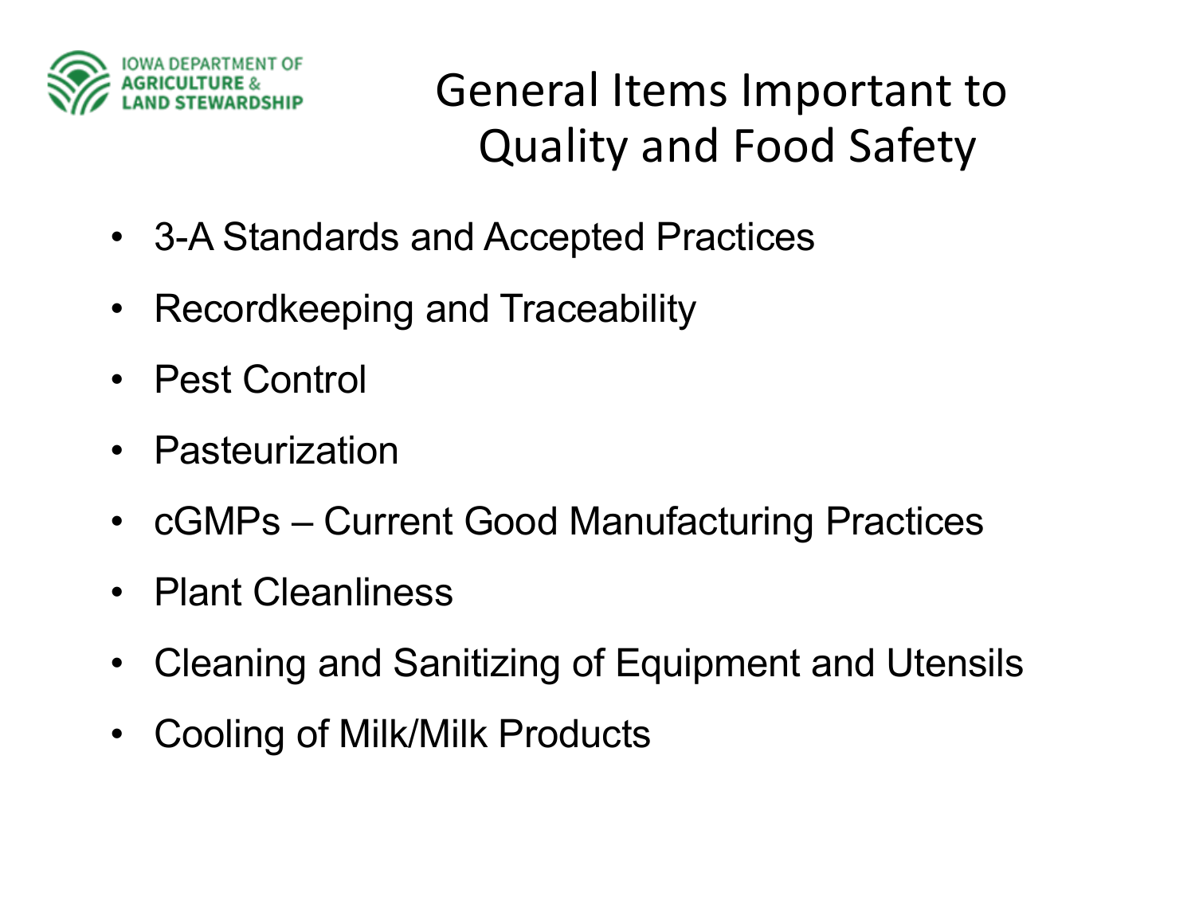# General Items Important to Quality and Food Safety

- 3-A Standards and Accepted Practices
- Recordkeeping and Traceability
- Pest Control
- Pasteurization
- cGMPs – Current Good Manufacturing Practices
- Plant Cleanliness
- Cleaning and Sanitizing of Equipment and Utensils
- Cooling of Milk/Milk Products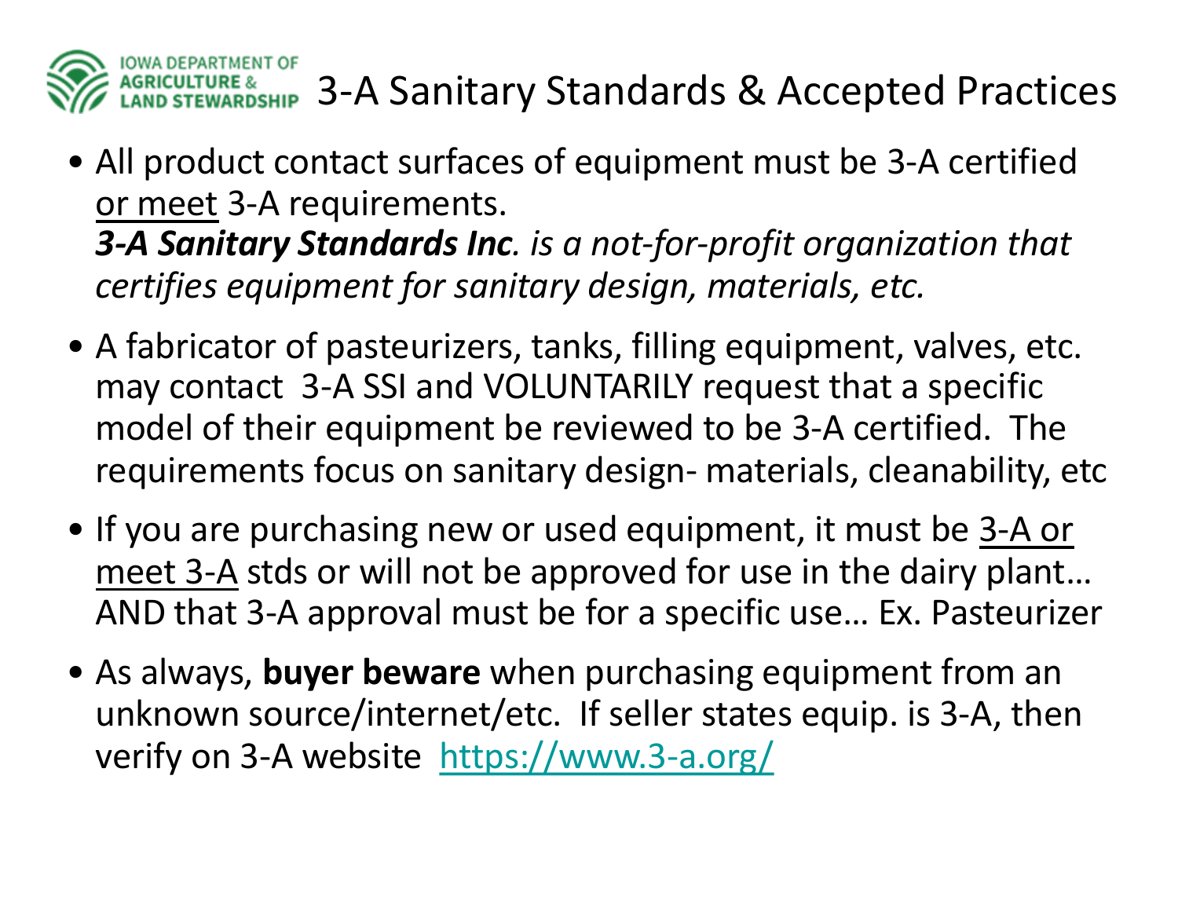# 3-A Sanitary Standards & Accepted Practices

- All product contact surfaces of equipment must be 3-A certified <u>or meet</u> 3-A requirements.
  ***3-A Sanitary Standards Inc****. is a not-for-profit organization that certifies equipment for sanitary design, materials, etc.*
- A fabricator of pasteurizers, tanks, filling equipment, valves, etc. may contact 3-A SSI and VOLUNTARILY request that a specific model of their equipment be reviewed to be 3-A certified. The requirements focus on sanitary design- materials, cleanability, etc
- If you are purchasing new or used equipment, it must be <u>3-A or meet 3-A</u> stds or will not be approved for use in the dairy plant… AND that 3-A approval must be for a specific use… Ex. Pasteurizer
- As always, **buyer beware** when purchasing equipment from an unknown source/internet/etc. If seller states equip. is 3-A, then verify on 3-A website https://www.3-a.org/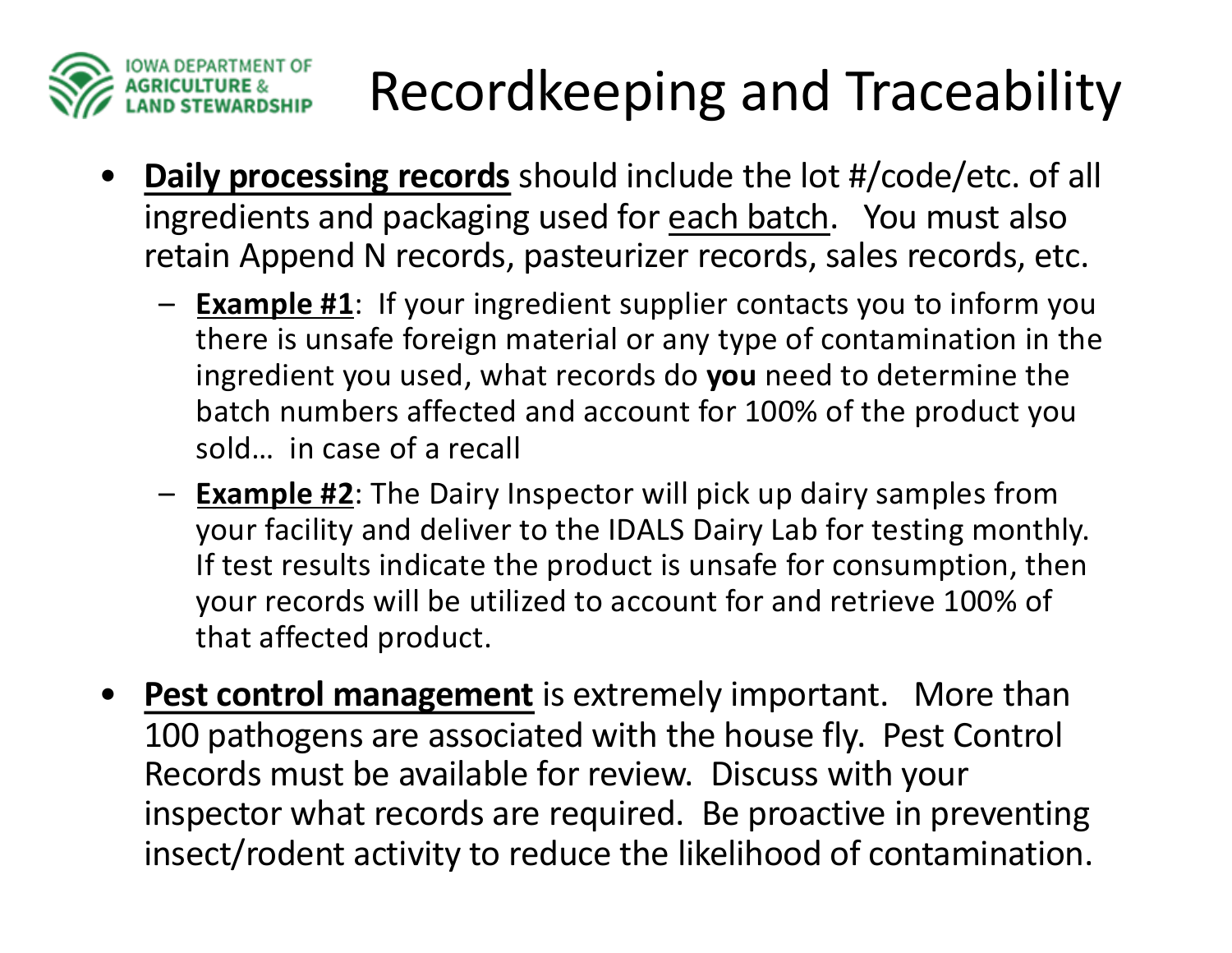# Recordkeeping and Traceability

- **Daily processing records** should include the lot #/code/etc. of all ingredients and packaging used for each batch. You must also retain Append N records, pasteurizer records, sales records, etc.
  - **Example #1**: If your ingredient supplier contacts you to inform you there is unsafe foreign material or any type of contamination in the ingredient you used, what records do **you** need to determine the batch numbers affected and account for 100% of the product you sold… in case of a recall
  - **Example #2**: The Dairy Inspector will pick up dairy samples from your facility and deliver to the IDALS Dairy Lab for testing monthly. If test results indicate the product is unsafe for consumption, then your records will be utilized to account for and retrieve 100% of that affected product.
- **Pest control management** is extremely important. More than 100 pathogens are associated with the house fly. Pest Control Records must be available for review. Discuss with your inspector what records are required. Be proactive in preventing insect/rodent activity to reduce the likelihood of contamination.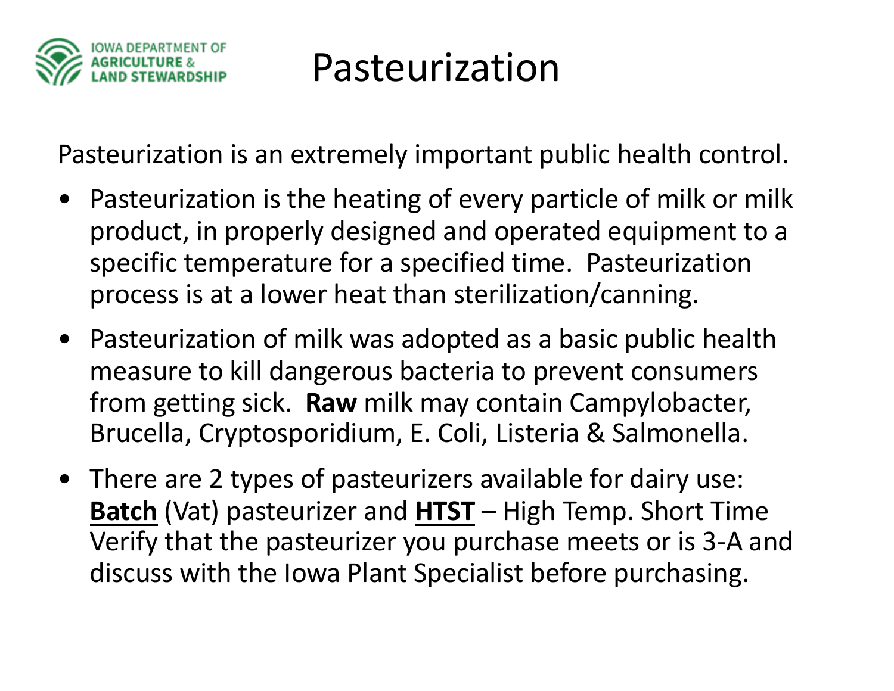# Pasteurization

Pasteurization is an extremely important public health control.

- Pasteurization is the heating of every particle of milk or milk product, in properly designed and operated equipment to a specific temperature for a specified time. Pasteurization process is at a lower heat than sterilization/canning.
- Pasteurization of milk was adopted as a basic public health measure to kill dangerous bacteria to prevent consumers from getting sick. **Raw** milk may contain Campylobacter, Brucella, Cryptosporidium, E. Coli, Listeria & Salmonella.
- There are 2 types of pasteurizers available for dairy use: <u>**Batch**</u> (Vat) pasteurizer and <u>**HTST**</u> – High Temp. Short Time Verify that the pasteurizer you purchase meets or is 3-A and discuss with the Iowa Plant Specialist before purchasing.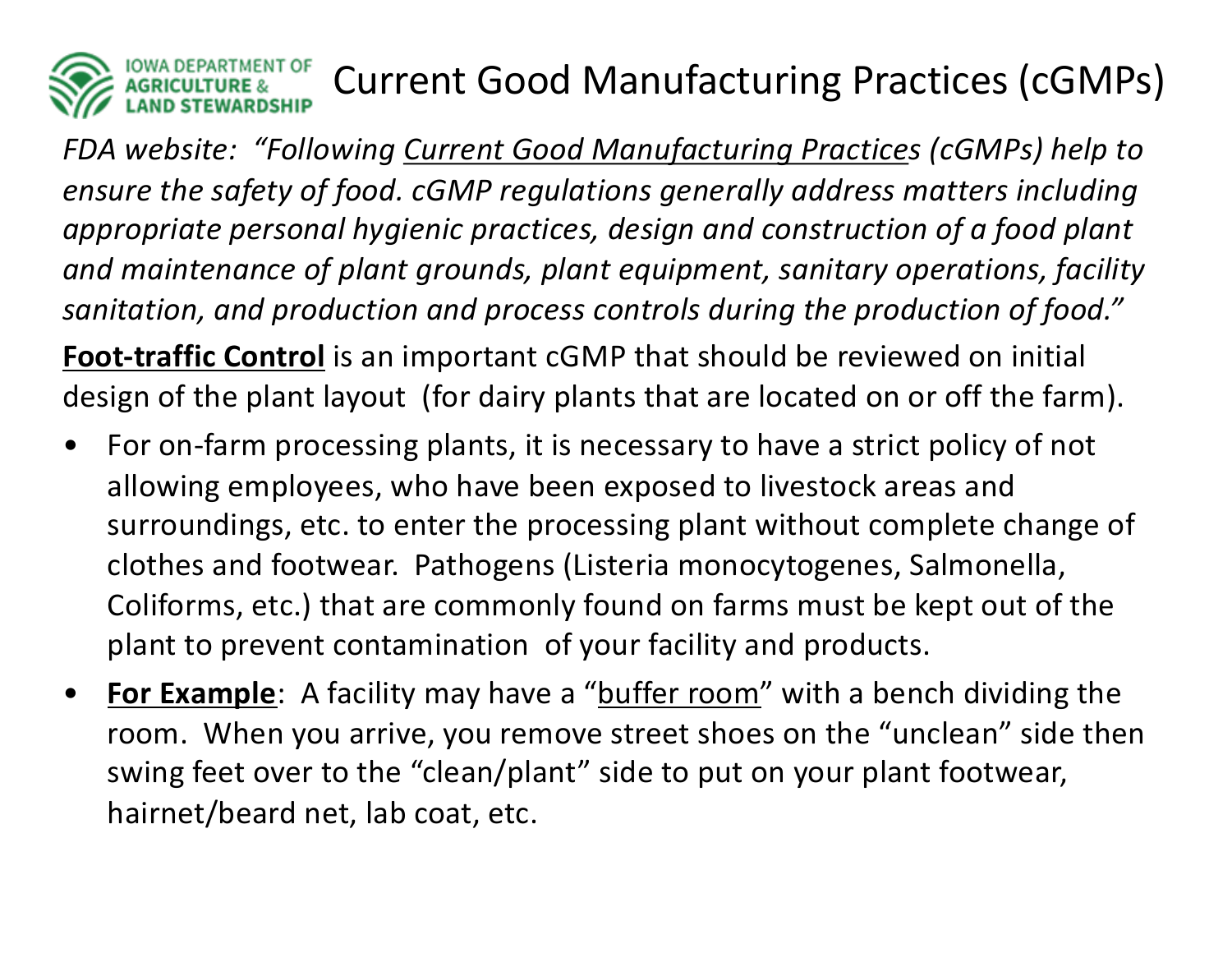# Current Good Manufacturing Practices (cGMPs)

*FDA website: "Following Current Good Manufacturing Practices (cGMPs) help to ensure the safety of food. cGMP regulations generally address matters including appropriate personal hygienic practices, design and construction of a food plant and maintenance of plant grounds, plant equipment, sanitary operations, facility sanitation, and production and process controls during the production of food."*

**Foot-traffic Control** is an important cGMP that should be reviewed on initial design of the plant layout (for dairy plants that are located on or off the farm).

- For on-farm processing plants, it is necessary to have a strict policy of not allowing employees, who have been exposed to livestock areas and surroundings, etc. to enter the processing plant without complete change of clothes and footwear. Pathogens (Listeria monocytogenes, Salmonella, Coliforms, etc.) that are commonly found on farms must be kept out of the plant to prevent contamination of your facility and products.
- **For Example**: A facility may have a "buffer room" with a bench dividing the room. When you arrive, you remove street shoes on the "unclean" side then swing feet over to the "clean/plant" side to put on your plant footwear, hairnet/beard net, lab coat, etc.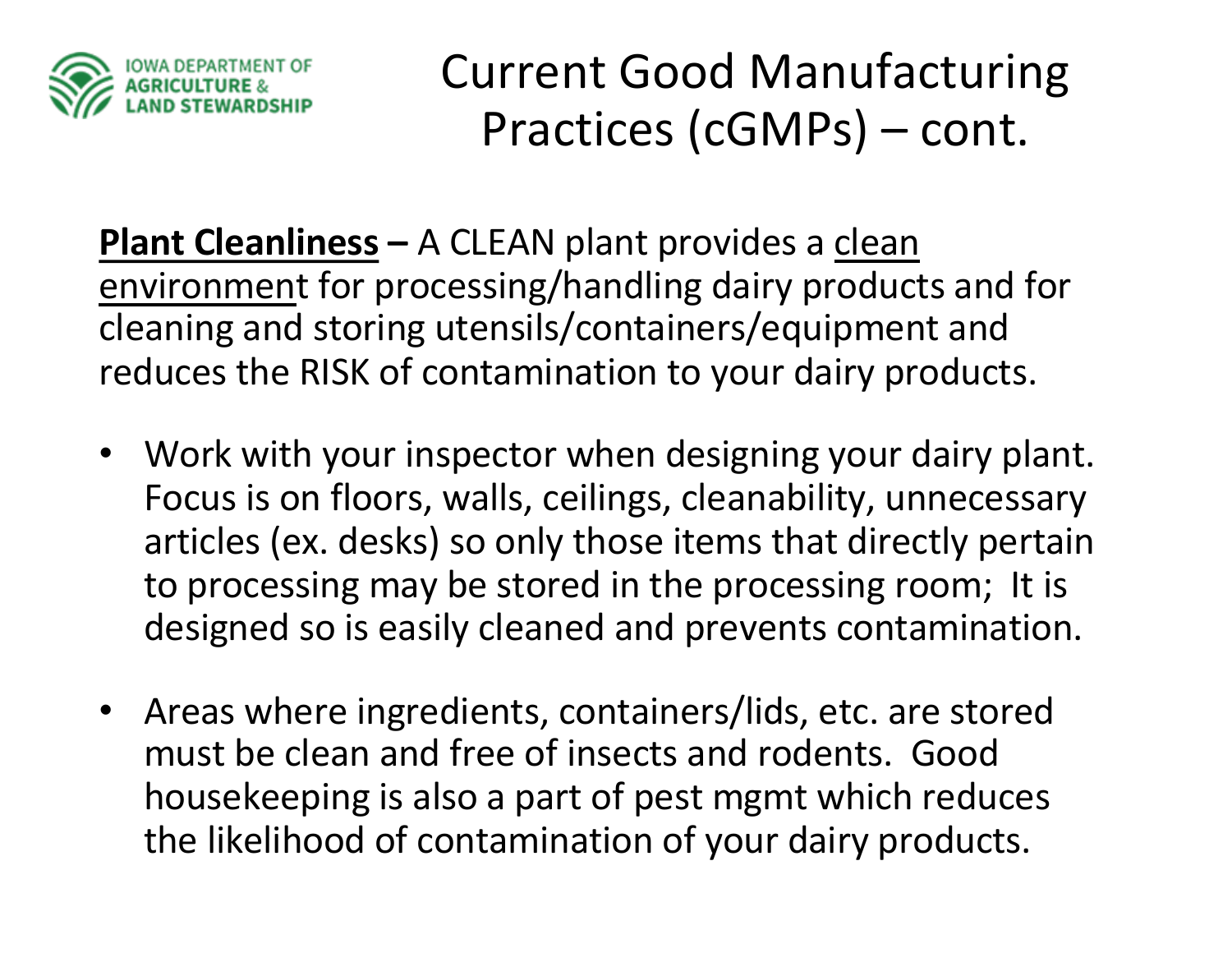# Current Good Manufacturing Practices (cGMPs) – cont.

**Plant Cleanliness –** A CLEAN plant provides a clean environment for processing/handling dairy products and for cleaning and storing utensils/containers/equipment and reduces the RISK of contamination to your dairy products.

- Work with your inspector when designing your dairy plant. Focus is on floors, walls, ceilings, cleanability, unnecessary articles (ex. desks) so only those items that directly pertain to processing may be stored in the processing room; It is designed so is easily cleaned and prevents contamination.
- Areas where ingredients, containers/lids, etc. are stored must be clean and free of insects and rodents. Good housekeeping is also a part of pest mgmt which reduces the likelihood of contamination of your dairy products.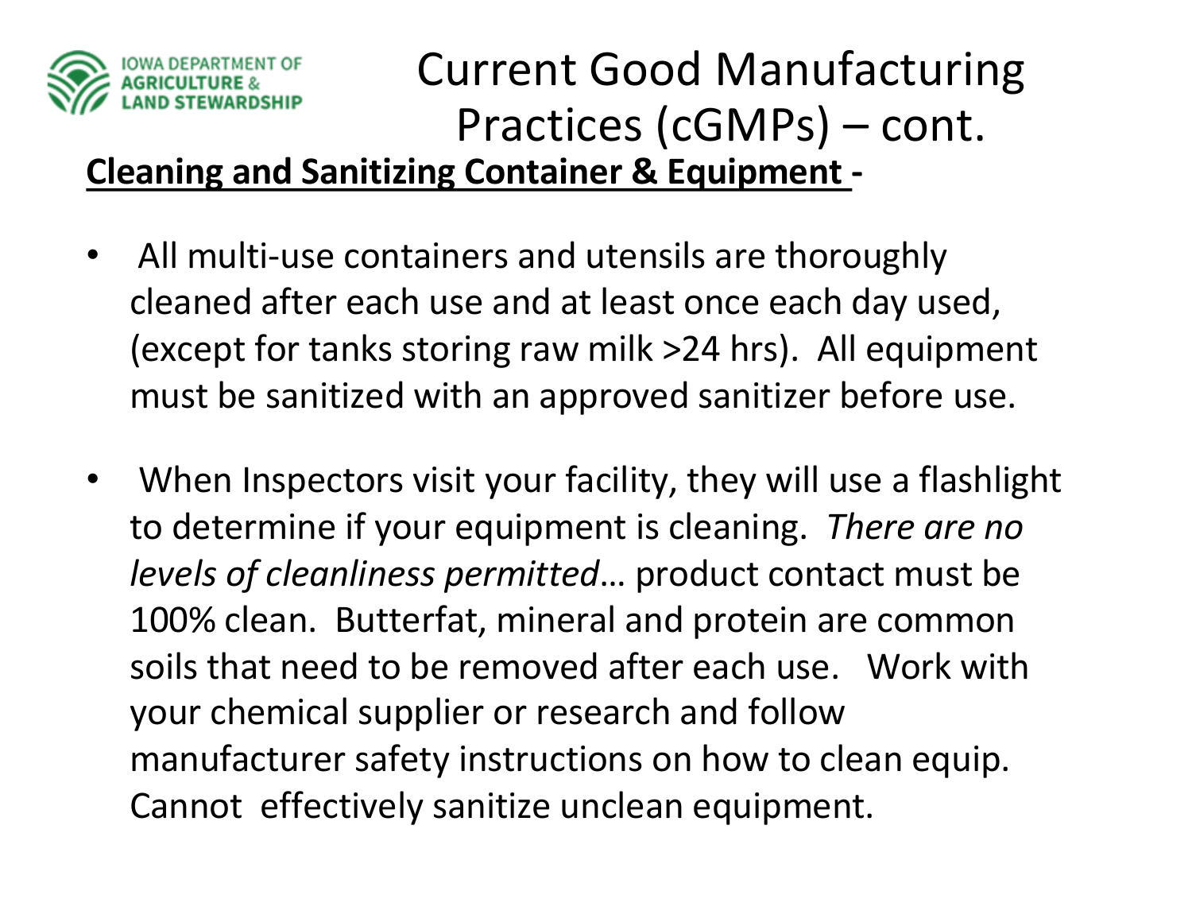# Current Good Manufacturing Practices (cGMPs) – cont.

**Cleaning and Sanitizing Container & Equipment -**

- All multi-use containers and utensils are thoroughly cleaned after each use and at least once each day used, (except for tanks storing raw milk >24 hrs). All equipment must be sanitized with an approved sanitizer before use.

- When Inspectors visit your facility, they will use a flashlight to determine if your equipment is cleaning. *There are no levels of cleanliness permitted*… product contact must be 100% clean. Butterfat, mineral and protein are common soils that need to be removed after each use. Work with your chemical supplier or research and follow manufacturer safety instructions on how to clean equip. Cannot effectively sanitize unclean equipment.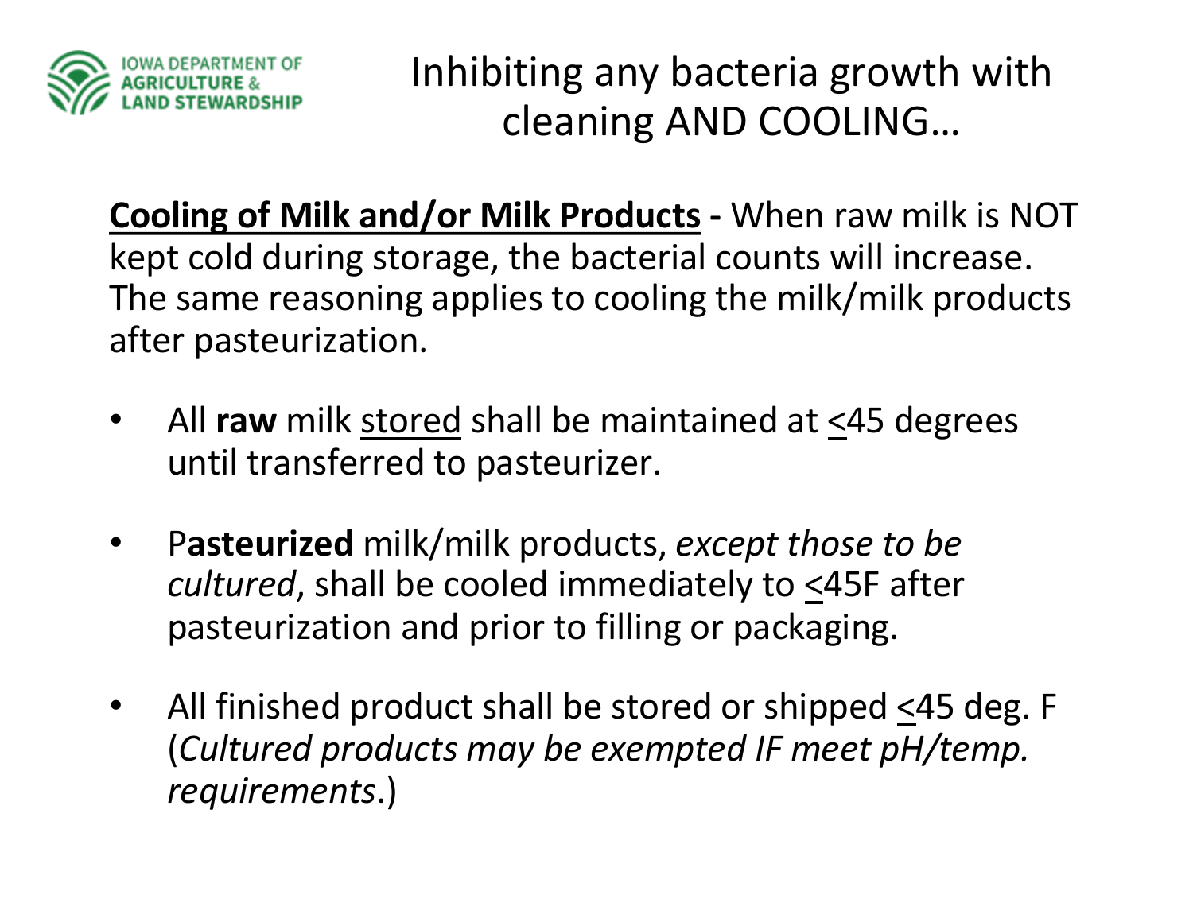IOWA DEPARTMENT OF AGRICULTURE & LAND STEWARDSHIP

# Inhibiting any bacteria growth with cleaning AND COOLING…

**<u>Cooling of Milk and/or Milk Products</u> -** When raw milk is NOT kept cold during storage, the bacterial counts will increase. The same reasoning applies to cooling the milk/milk products after pasteurization.

- All **raw** milk <u>stored</u> shall be maintained at ≤45 degrees until transferred to pasteurizer.
- P**asteurized** milk/milk products, *except those to be cultured*, shall be cooled immediately to ≤45F after pasteurization and prior to filling or packaging.
- All finished product shall be stored or shipped ≤45 deg. F (*Cultured products may be exempted IF meet pH/temp. requirements*.)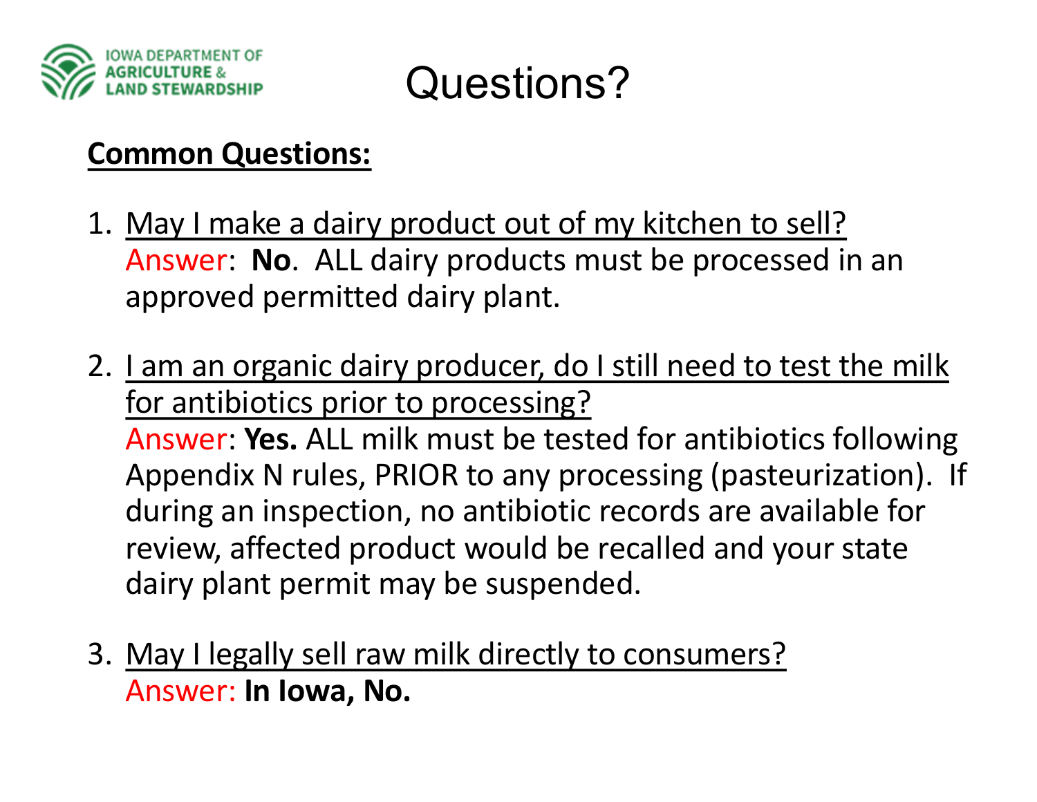IOWA DEPARTMENT OF AGRICULTURE & LAND STEWARDSHIP

# Questions?

**Common Questions:**

1. May I make a dairy product out of my kitchen to sell?
   Answer: **No**. ALL dairy products must be processed in an approved permitted dairy plant.

2. I am an organic dairy producer, do I still need to test the milk for antibiotics prior to processing?
   Answer: **Yes.** ALL milk must be tested for antibiotics following Appendix N rules, PRIOR to any processing (pasteurization). If during an inspection, no antibiotic records are available for review, affected product would be recalled and your state dairy plant permit may be suspended.

3. May I legally sell raw milk directly to consumers?
   Answer: **In Iowa, No.**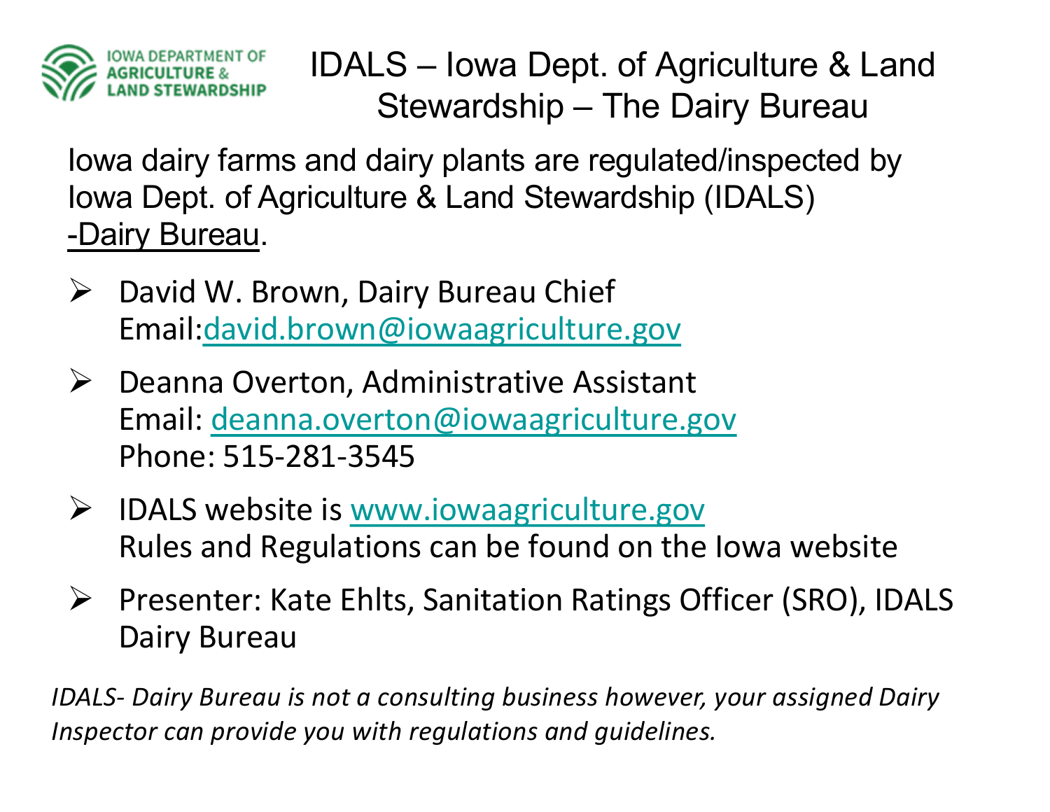# IDALS – Iowa Dept. of Agriculture & Land Stewardship – The Dairy Bureau

Iowa dairy farms and dairy plants are regulated/inspected by Iowa Dept. of Agriculture & Land Stewardship (IDALS) -Dairy Bureau.

- David W. Brown, Dairy Bureau Chief
  Email:david.brown@iowaagriculture.gov
- Deanna Overton, Administrative Assistant
  Email: deanna.overton@iowaagriculture.gov
  Phone: 515-281-3545
- IDALS website is www.iowaagriculture.gov
  Rules and Regulations can be found on the Iowa website
- Presenter: Kate Ehlts, Sanitation Ratings Officer (SRO), IDALS Dairy Bureau

*IDALS- Dairy Bureau is not a consulting business however, your assigned Dairy Inspector can provide you with regulations and guidelines.*